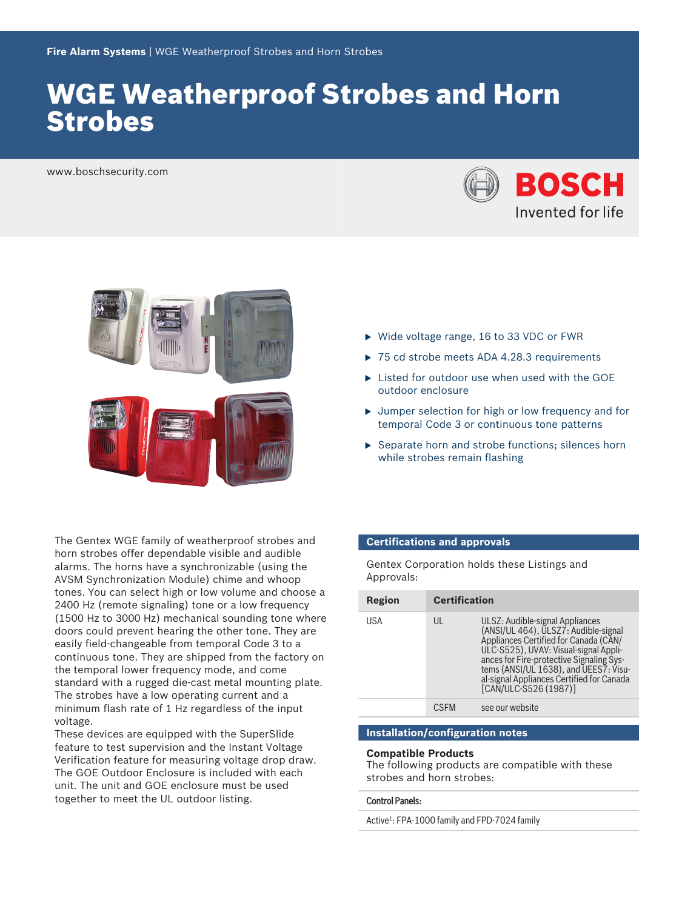Fire Alarm Systems | WGE Weatherproof Strobes and Horn Strobes

# WGE Weatherproof Strobes and Horn Strobes

www.boschsecurity.com

- Wide voltage range, 16 to 33 VDC or FWR
- 75 cd strobe meets ADA 4.28.3 requirements
- Listed for outdoor use when used with the GOE outdoor enclosure
- Jumper selection for high or low frequency and for temporal Code 3 or continuous tone patterns
- Separate horn and strobe functions; silences horn while strobes remain flashing

The Gentex WGE family of weatherproof strobes and horn strobes offer dependable visible and audible alarms. The horns have a synchronizable (using the AVSM Synchronization Module) chime and whoop tones. You can select high or low volume and choose a 2400 Hz (remote signaling) tone or a low frequency (1500 Hz to 3000 Hz) mechanical sounding tone where doors could prevent hearing the other tone. They are easily field-changeable from temporal Code 3 to a continuous tone. They are shipped from the factory on the temporal lower frequency mode, and come standard with a rugged die-cast metal mounting plate. The strobes have a low operating current and a minimum flash rate of 1 Hz regardless of the input voltage.

These devices are equipped with the SuperSlide feature to test supervision and the Instant Voltage Verification feature for measuring voltage drop draw. The GOE Outdoor Enclosure is included with each unit. The unit and GOE enclosure must be used together to meet the UL outdoor listing.

## Certifications and approvals

Gentex Corporation holds these Listings and Approvals:

| Region | Certification | |
|---|---|---|
| USA | UL | ULSZ: Audible-signal Appliances (ANSI/UL 464), ULSZ7: Audible-signal Appliances Certified for Canada (CAN/ULC-S525), UVAV: Visual-signal Appliances for Fire-protective Signaling Systems (ANSI/UL 1638), and UEES7: Visual-signal Appliances Certified for Canada [CAN/ULC-S526 (1987)] |
| | CSFM | see our website |

## Installation/configuration notes

### Compatible Products

The following products are compatible with these strobes and horn strobes:

| Control Panels: |
|---|
| Active[1]: FPA-1000 family and FPD-7024 family |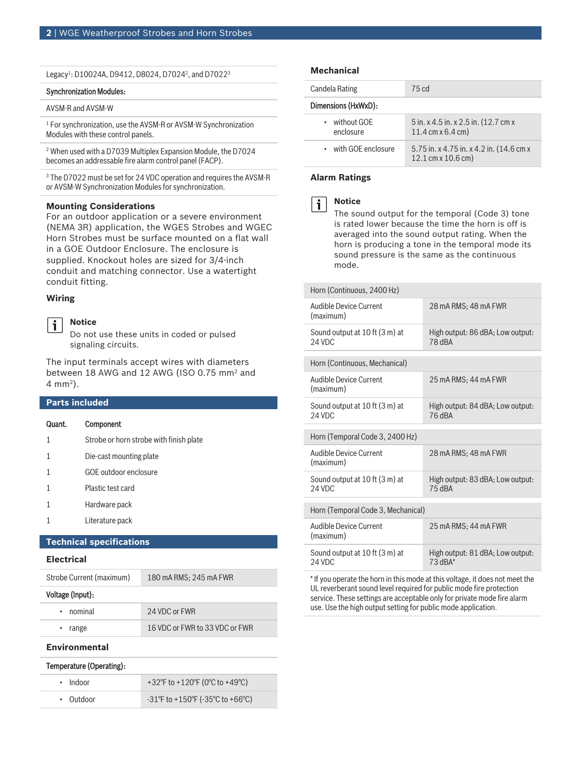| Legacy[1]: D10024A, D9412, D8024, D7024[2], and D7022[3] |
|---|
| **Synchronization Modules:** |
| AVSM-R and AVSM-W |
| [1] For synchronization, use the AVSM-R or AVSM-W Synchronization Modules with these control panels. |
| [2] When used with a D7039 Multiplex Expansion Module, the D7024 becomes an addressable fire alarm control panel (FACP). |
| [3] The D7022 must be set for 24 VDC operation and requires the AVSM-R or AVSM-W Synchronization Modules for synchronization. |

### Mounting Considerations

For an outdoor application or a severe environment (NEMA 3R) application, the WGES Strobes and WGEC Horn Strobes must be surface mounted on a flat wall in a GOE Outdoor Enclosure. The enclosure is supplied. Knockout holes are sized for 3/4-inch conduit and matching connector. Use a watertight conduit fitting.

### Wiring

> **Notice**
> Do not use these units in coded or pulsed signaling circuits.

The input terminals accept wires with diameters between 18 AWG and 12 AWG (ISO 0.75 mm² and 4 mm²).

## Parts included

| Quant. | Component |
|---|---|
| 1 | Strobe or horn strobe with finish plate |
| 1 | Die-cast mounting plate |
| 1 | GOE outdoor enclosure |
| 1 | Plastic test card |
| 1 | Hardware pack |
| 1 | Literature pack |

## Technical specifications

### Electrical

| | |
|---|---|
| Strobe Current (maximum) | 180 mA RMS; 245 mA FWR |
| **Voltage (Input):** | |
| • nominal | 24 VDC or FWR |
| • range | 16 VDC or FWR to 33 VDC or FWR |

### Environmental

| | |
|---|---|
| **Temperature (Operating):** | |
| • Indoor | +32°F to +120°F (0°C to +49°C) |
| • Outdoor | -31°F to +150°F (-35°C to +66°C) |

### Mechanical

| | |
|---|---|
| Candela Rating | 75 cd |
| **Dimensions (HxWxD):** | |
| • without GOE enclosure | 5 in. x 4.5 in. x 2.5 in. (12.7 cm x 11.4 cm x 6.4 cm) |
| • with GOE enclosure | 5.75 in. x 4.75 in. x 4.2 in. (14.6 cm x 12.1 cm x 10.6 cm) |

### Alarm Ratings

> **Notice**
> The sound output for the temporal (Code 3) tone is rated lower because the time the horn is off is averaged into the sound output rating. When the horn is producing a tone in the temporal mode its sound pressure is the same as the continuous mode.

| | |
|---|---|
| **Horn (Continuous, 2400 Hz)** | |
| Audible Device Current (maximum) | 28 mA RMS; 48 mA FWR |
| Sound output at 10 ft (3 m) at 24 VDC | High output: 86 dBA; Low output: 78 dBA |
| **Horn (Continuous, Mechanical)** | |
| Audible Device Current (maximum) | 25 mA RMS; 44 mA FWR |
| Sound output at 10 ft (3 m) at 24 VDC | High output: 84 dBA; Low output: 76 dBA |
| **Horn (Temporal Code 3, 2400 Hz)** | |
| Audible Device Current (maximum) | 28 mA RMS; 48 mA FWR |
| Sound output at 10 ft (3 m) at 24 VDC | High output: 83 dBA; Low output: 75 dBA |
| **Horn (Temporal Code 3, Mechanical)** | |
| Audible Device Current (maximum) | 25 mA RMS; 44 mA FWR |
| Sound output at 10 ft (3 m) at 24 VDC | High output: 81 dBA; Low output: 73 dBA* |

* If you operate the horn in this mode at this voltage, it does not meet the UL reverberant sound level required for public mode fire protection service. These settings are acceptable only for private mode fire alarm use. Use the high output setting for public mode application.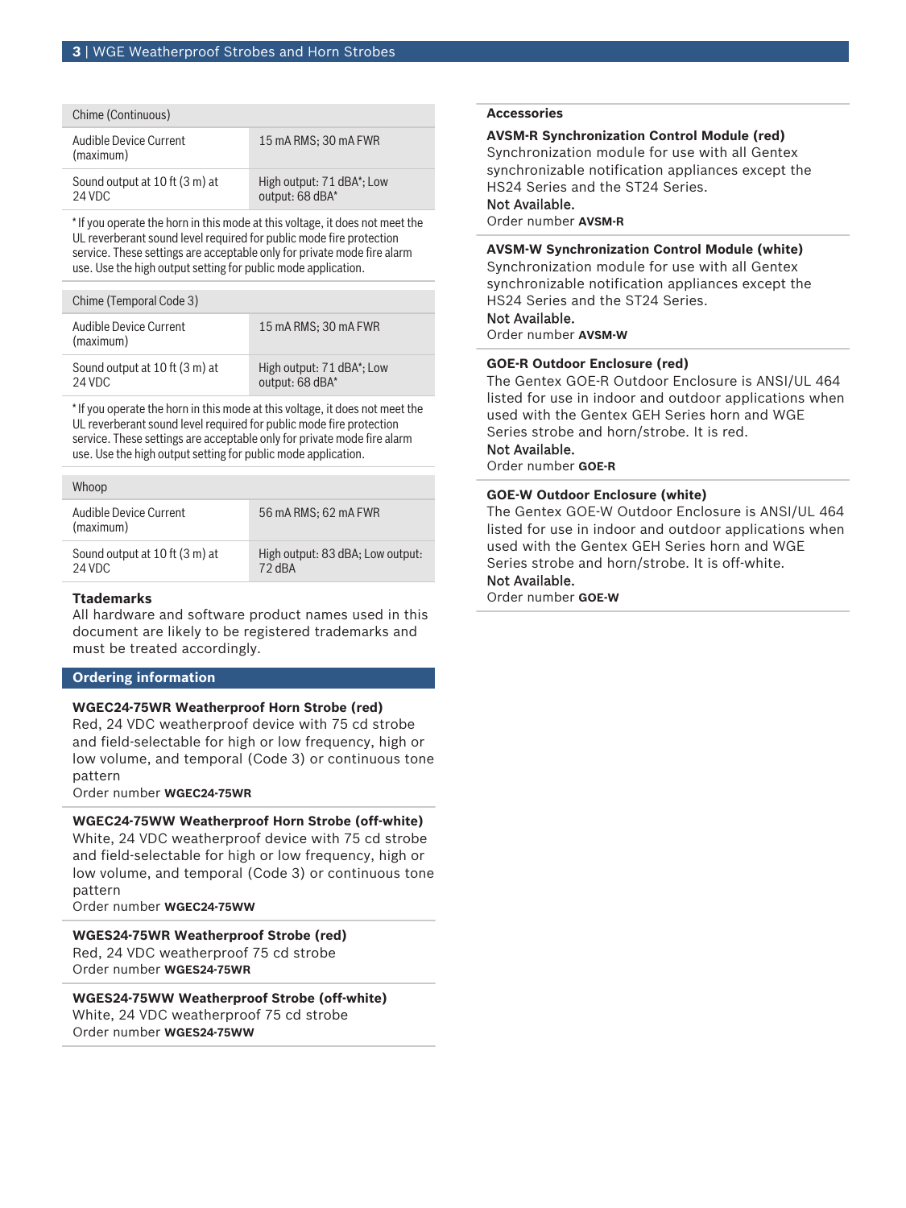| Chime (Continuous) | |
|---|---|
| Audible Device Current (maximum) | 15 mA RMS; 30 mA FWR |
| Sound output at 10 ft (3 m) at 24 VDC | High output: 71 dBA*; Low output: 68 dBA* |

* If you operate the horn in this mode at this voltage, it does not meet the UL reverberant sound level required for public mode fire protection service. These settings are acceptable only for private mode fire alarm use. Use the high output setting for public mode application.

| Chime (Temporal Code 3) | |
|---|---|
| Audible Device Current (maximum) | 15 mA RMS; 30 mA FWR |
| Sound output at 10 ft (3 m) at 24 VDC | High output: 71 dBA*; Low output: 68 dBA* |

* If you operate the horn in this mode at this voltage, it does not meet the UL reverberant sound level required for public mode fire protection service. These settings are acceptable only for private mode fire alarm use. Use the high output setting for public mode application.

| Whoop | |
|---|---|
| Audible Device Current (maximum) | 56 mA RMS; 62 mA FWR |
| Sound output at 10 ft (3 m) at 24 VDC | High output: 83 dBA; Low output: 72 dBA |

### Ttademarks

All hardware and software product names used in this document are likely to be registered trademarks and must be treated accordingly.

## Ordering information

**WGEC24-75WR Weatherproof Horn Strobe (red)**
Red, 24 VDC weatherproof device with 75 cd strobe and field-selectable for high or low frequency, high or low volume, and temporal (Code 3) or continuous tone pattern
Order number **WGEC24-75WR**

**WGEC24-75WW Weatherproof Horn Strobe (off-white)**
White, 24 VDC weatherproof device with 75 cd strobe and field-selectable for high or low frequency, high or low volume, and temporal (Code 3) or continuous tone pattern
Order number **WGEC24-75WW**

**WGES24-75WR Weatherproof Strobe (red)**
Red, 24 VDC weatherproof 75 cd strobe
Order number **WGES24-75WR**

**WGES24-75WW Weatherproof Strobe (off-white)**
White, 24 VDC weatherproof 75 cd strobe
Order number **WGES24-75WW**

### Accessories

**AVSM-R Synchronization Control Module (red)**
Synchronization module for use with all Gentex synchronizable notification appliances except the HS24 Series and the ST24 Series.
Not Available.
Order number **AVSM-R**

**AVSM-W Synchronization Control Module (white)**
Synchronization module for use with all Gentex synchronizable notification appliances except the HS24 Series and the ST24 Series.
Not Available.
Order number **AVSM-W**

**GOE-R Outdoor Enclosure (red)**
The Gentex GOE-R Outdoor Enclosure is ANSI/UL 464 listed for use in indoor and outdoor applications when used with the Gentex GEH Series horn and WGE Series strobe and horn/strobe. It is red.
Not Available.
Order number **GOE-R**

**GOE-W Outdoor Enclosure (white)**
The Gentex GOE-W Outdoor Enclosure is ANSI/UL 464 listed for use in indoor and outdoor applications when used with the Gentex GEH Series horn and WGE Series strobe and horn/strobe. It is off-white.
Not Available.
Order number **GOE-W**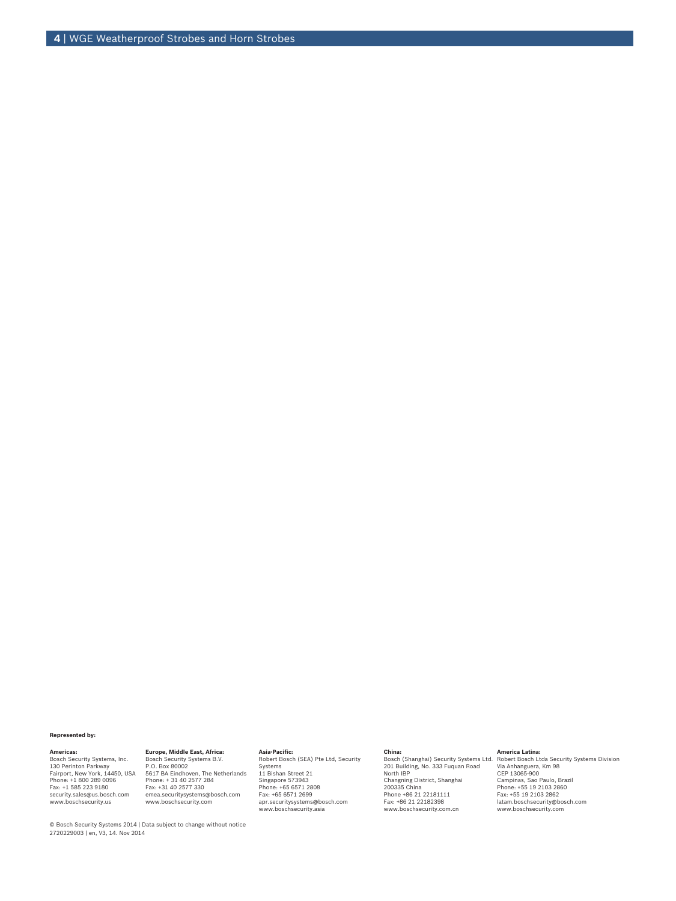**Represented by:**

**Americas:**
Bosch Security Systems, Inc.
130 Perinton Parkway
Fairport, New York, 14450, USA
Phone: +1 800 289 0096
Fax: +1 585 223 9180
security.sales@us.bosch.com
www.boschsecurity.us

**Europe, Middle East, Africa:**
Bosch Security Systems B.V.
P.O. Box 80002
5617 BA Eindhoven, The Netherlands
Phone: + 31 40 2577 284
Fax: +31 40 2577 330
emea.securitysystems@bosch.com
www.boschsecurity.com

**Asia-Pacific:**
Robert Bosch (SEA) Pte Ltd, Security Systems
11 Bishan Street 21
Singapore 573943
Phone: +65 6571 2808
Fax: +65 6571 2699
apr.securitysystems@bosch.com
www.boschsecurity.asia

**China:**
Bosch (Shanghai) Security Systems Ltd.
201 Building, No. 333 Fuquan Road
North IBP
Changning District, Shanghai
200335 China
Phone +86 21 22181111
Fax: +86 21 22182398
www.boschsecurity.com.cn

**America Latina:**
Robert Bosch Ltda Security Systems Division
Via Anhanguera, Km 98
CEP 13065-900
Campinas, Sao Paulo, Brazil
Phone: +55 19 2103 2860
Fax: +55 19 2103 2862
latam.boschsecurity@bosch.com
www.boschsecurity.com

© Bosch Security Systems 2014 | Data subject to change without notice
2720229003 | en, V3, 14. Nov 2014